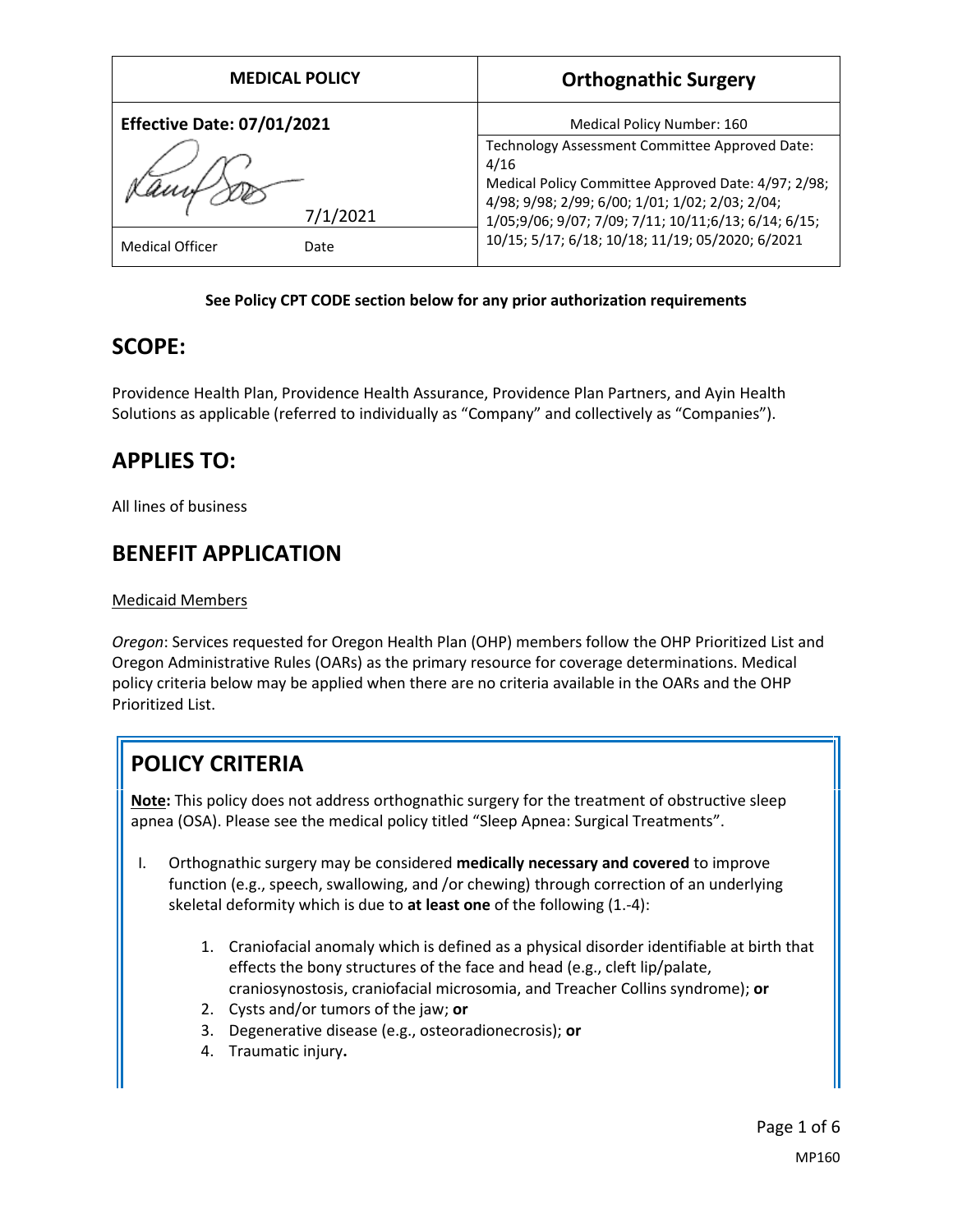| MEDICAL POLICY | Orthognathic Surgery |
|---|---|
| **Effective Date: 07/01/2021** | Medical Policy Number: 160 |
| 7/1/2021 | Technology Assessment Committee Approved Date: 4/16<br>Medical Policy Committee Approved Date: 4/97; 2/98; 4/98; 9/98; 2/99; 6/00; 1/01; 1/02; 2/03; 2/04; 1/05;9/06; 9/07; 7/09; 7/11; 10/11;6/13; 6/14; 6/15; 10/15; 5/17; 6/18; 10/18; 11/19; 05/2020; 6/2021 |
| Medical Officer Date | |

**See Policy CPT CODE section below for any prior authorization requirements**

## SCOPE:

Providence Health Plan, Providence Health Assurance, Providence Plan Partners, and Ayin Health Solutions as applicable (referred to individually as "Company" and collectively as "Companies").

## APPLIES TO:

All lines of business

## BENEFIT APPLICATION

Medicaid Members

*Oregon*: Services requested for Oregon Health Plan (OHP) members follow the OHP Prioritized List and Oregon Administrative Rules (OARs) as the primary resource for coverage determinations. Medical policy criteria below may be applied when there are no criteria available in the OARs and the OHP Prioritized List.

## POLICY CRITERIA

**Note:** This policy does not address orthognathic surgery for the treatment of obstructive sleep apnea (OSA). Please see the medical policy titled "Sleep Apnea: Surgical Treatments".

I. Orthognathic surgery may be considered **medically necessary and covered** to improve function (e.g., speech, swallowing, and /or chewing) through correction of an underlying skeletal deformity which is due to **at least one** of the following (1.-4):

   1. Craniofacial anomaly which is defined as a physical disorder identifiable at birth that effects the bony structures of the face and head (e.g., cleft lip/palate, craniosynostosis, craniofacial microsomia, and Treacher Collins syndrome); **or**
   2. Cysts and/or tumors of the jaw; **or**
   3. Degenerative disease (e.g., osteoradionecrosis); **or**
   4. Traumatic injury**.**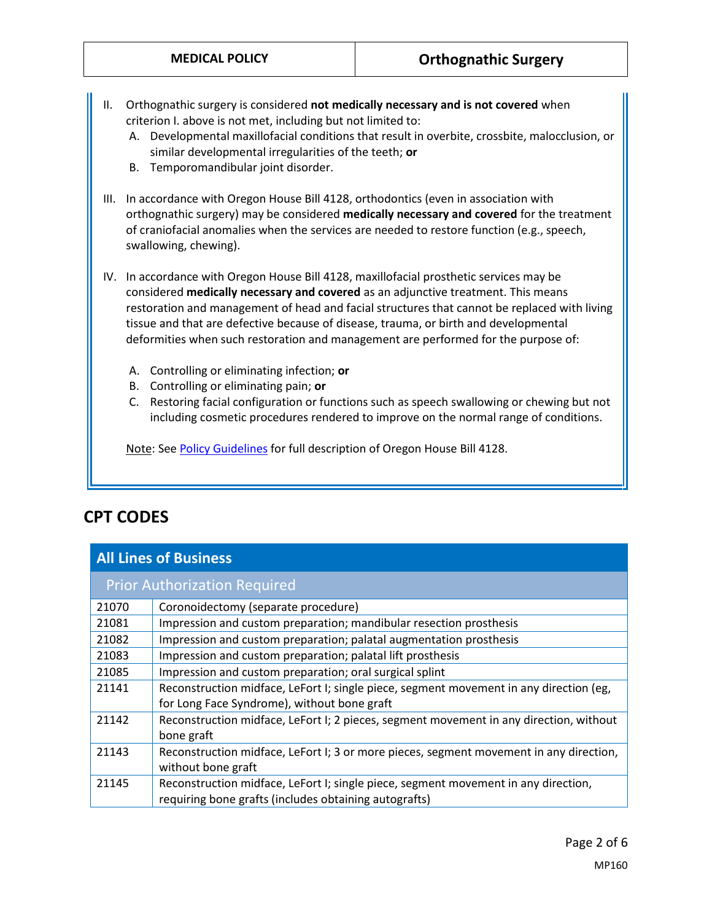II. Orthognathic surgery is considered **not medically necessary and is not covered** when criterion I. above is not met, including but not limited to:
   A. Developmental maxillofacial conditions that result in overbite, crossbite, malocclusion, or similar developmental irregularities of the teeth; **or**
   B. Temporomandibular joint disorder.

III. In accordance with Oregon House Bill 4128, orthodontics (even in association with orthognathic surgery) may be considered **medically necessary and covered** for the treatment of craniofacial anomalies when the services are needed to restore function (e.g., speech, swallowing, chewing).

IV. In accordance with Oregon House Bill 4128, maxillofacial prosthetic services may be considered **medically necessary and covered** as an adjunctive treatment. This means restoration and management of head and facial structures that cannot be replaced with living tissue and that are defective because of disease, trauma, or birth and developmental deformities when such restoration and management are performed for the purpose of:

   A. Controlling or eliminating infection; **or**
   B. Controlling or eliminating pain; **or**
   C. Restoring facial configuration or functions such as speech swallowing or chewing but not including cosmetic procedures rendered to improve on the normal range of conditions.

   Note: See Policy Guidelines for full description of Oregon House Bill 4128.

## CPT CODES

| All Lines of Business | |
|---|---|
| **Prior Authorization Required** | |
| 21070 | Coronoidectomy (separate procedure) |
| 21081 | Impression and custom preparation; mandibular resection prosthesis |
| 21082 | Impression and custom preparation; palatal augmentation prosthesis |
| 21083 | Impression and custom preparation; palatal lift prosthesis |
| 21085 | Impression and custom preparation; oral surgical splint |
| 21141 | Reconstruction midface, LeFort I; single piece, segment movement in any direction (eg, for Long Face Syndrome), without bone graft |
| 21142 | Reconstruction midface, LeFort I; 2 pieces, segment movement in any direction, without bone graft |
| 21143 | Reconstruction midface, LeFort I; 3 or more pieces, segment movement in any direction, without bone graft |
| 21145 | Reconstruction midface, LeFort I; single piece, segment movement in any direction, requiring bone grafts (includes obtaining autografts) |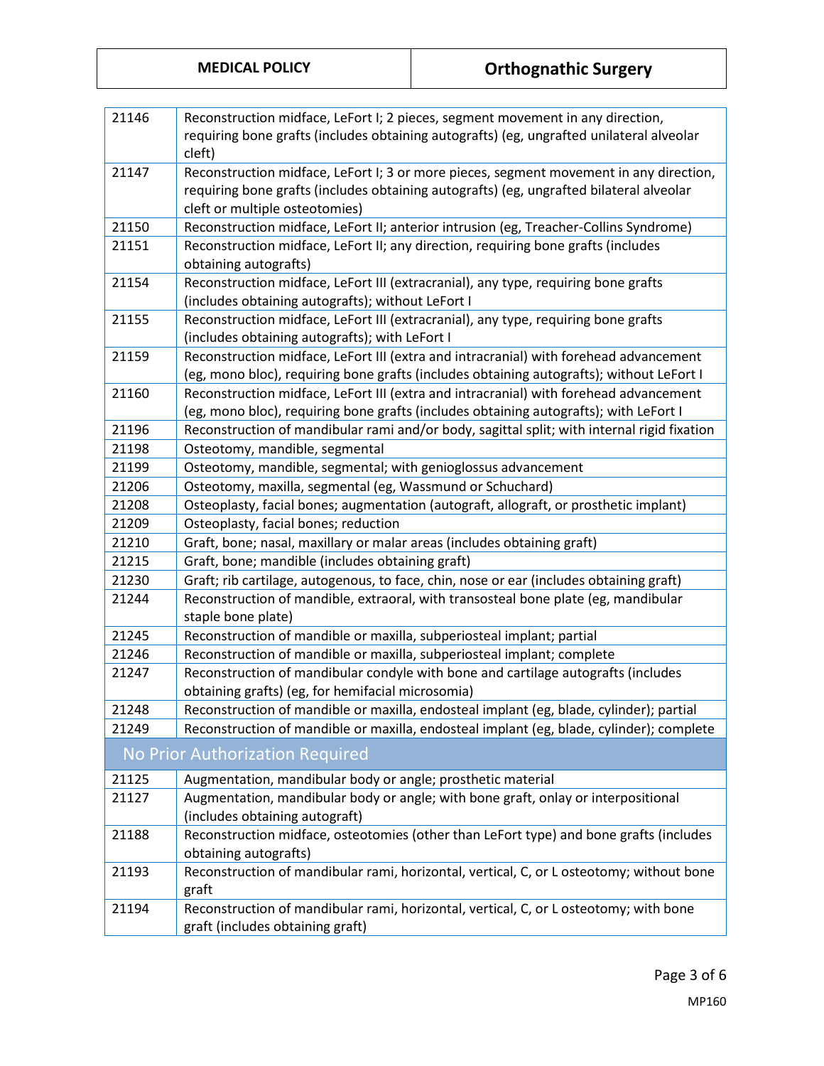| | |
|---|---|
| 21146 | Reconstruction midface, LeFort I; 2 pieces, segment movement in any direction, requiring bone grafts (includes obtaining autografts) (eg, ungrafted unilateral alveolar cleft) |
| 21147 | Reconstruction midface, LeFort I; 3 or more pieces, segment movement in any direction, requiring bone grafts (includes obtaining autografts) (eg, ungrafted bilateral alveolar cleft or multiple osteotomies) |
| 21150 | Reconstruction midface, LeFort II; anterior intrusion (eg, Treacher-Collins Syndrome) |
| 21151 | Reconstruction midface, LeFort II; any direction, requiring bone grafts (includes obtaining autografts) |
| 21154 | Reconstruction midface, LeFort III (extracranial), any type, requiring bone grafts (includes obtaining autografts); without LeFort I |
| 21155 | Reconstruction midface, LeFort III (extracranial), any type, requiring bone grafts (includes obtaining autografts); with LeFort I |
| 21159 | Reconstruction midface, LeFort III (extra and intracranial) with forehead advancement (eg, mono bloc), requiring bone grafts (includes obtaining autografts); without LeFort I |
| 21160 | Reconstruction midface, LeFort III (extra and intracranial) with forehead advancement (eg, mono bloc), requiring bone grafts (includes obtaining autografts); with LeFort I |
| 21196 | Reconstruction of mandibular rami and/or body, sagittal split; with internal rigid fixation |
| 21198 | Osteotomy, mandible, segmental |
| 21199 | Osteotomy, mandible, segmental; with genioglossus advancement |
| 21206 | Osteotomy, maxilla, segmental (eg, Wassmund or Schuchard) |
| 21208 | Osteoplasty, facial bones; augmentation (autograft, allograft, or prosthetic implant) |
| 21209 | Osteoplasty, facial bones; reduction |
| 21210 | Graft, bone; nasal, maxillary or malar areas (includes obtaining graft) |
| 21215 | Graft, bone; mandible (includes obtaining graft) |
| 21230 | Graft; rib cartilage, autogenous, to face, chin, nose or ear (includes obtaining graft) |
| 21244 | Reconstruction of mandible, extraoral, with transosteal bone plate (eg, mandibular staple bone plate) |
| 21245 | Reconstruction of mandible or maxilla, subperiosteal implant; partial |
| 21246 | Reconstruction of mandible or maxilla, subperiosteal implant; complete |
| 21247 | Reconstruction of mandibular condyle with bone and cartilage autografts (includes obtaining grafts) (eg, for hemifacial microsomia) |
| 21248 | Reconstruction of mandible or maxilla, endosteal implant (eg, blade, cylinder); partial |
| 21249 | Reconstruction of mandible or maxilla, endosteal implant (eg, blade, cylinder); complete |
| **No Prior Authorization Required** | |
| 21125 | Augmentation, mandibular body or angle; prosthetic material |
| 21127 | Augmentation, mandibular body or angle; with bone graft, onlay or interpositional (includes obtaining autograft) |
| 21188 | Reconstruction midface, osteotomies (other than LeFort type) and bone grafts (includes obtaining autografts) |
| 21193 | Reconstruction of mandibular rami, horizontal, vertical, C, or L osteotomy; without bone graft |
| 21194 | Reconstruction of mandibular rami, horizontal, vertical, C, or L osteotomy; with bone graft (includes obtaining graft) |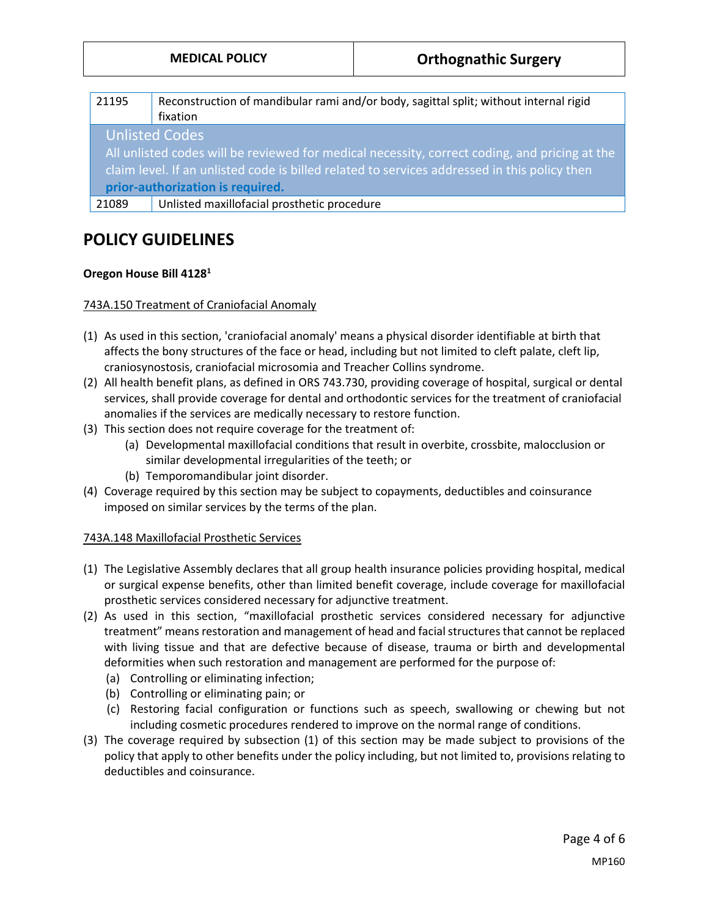| | |
|---|---|
| 21195 | Reconstruction of mandibular rami and/or body, sagittal split; without internal rigid fixation |
| **Unlisted Codes**<br>All unlisted codes will be reviewed for medical necessity, correct coding, and pricing at the claim level. If an unlisted code is billed related to services addressed in this policy then **prior-authorization is required.** | |
| 21089 | Unlisted maxillofacial prosthetic procedure |

# POLICY GUIDELINES

**Oregon House Bill 4128[1]**

743A.150 Treatment of Craniofacial Anomaly

(1) As used in this section, 'craniofacial anomaly' means a physical disorder identifiable at birth that affects the bony structures of the face or head, including but not limited to cleft palate, cleft lip, craniosynostosis, craniofacial microsomia and Treacher Collins syndrome.
(2) All health benefit plans, as defined in ORS 743.730, providing coverage of hospital, surgical or dental services, shall provide coverage for dental and orthodontic services for the treatment of craniofacial anomalies if the services are medically necessary to restore function.
(3) This section does not require coverage for the treatment of:
    (a) Developmental maxillofacial conditions that result in overbite, crossbite, malocclusion or similar developmental irregularities of the teeth; or
    (b) Temporomandibular joint disorder.
(4) Coverage required by this section may be subject to copayments, deductibles and coinsurance imposed on similar services by the terms of the plan.

743A.148 Maxillofacial Prosthetic Services

(1) The Legislative Assembly declares that all group health insurance policies providing hospital, medical or surgical expense benefits, other than limited benefit coverage, include coverage for maxillofacial prosthetic services considered necessary for adjunctive treatment.
(2) As used in this section, "maxillofacial prosthetic services considered necessary for adjunctive treatment" means restoration and management of head and facial structures that cannot be replaced with living tissue and that are defective because of disease, trauma or birth and developmental deformities when such restoration and management are performed for the purpose of:
    (a) Controlling or eliminating infection;
    (b) Controlling or eliminating pain; or
    (c) Restoring facial configuration or functions such as speech, swallowing or chewing but not including cosmetic procedures rendered to improve on the normal range of conditions.
(3) The coverage required by subsection (1) of this section may be made subject to provisions of the policy that apply to other benefits under the policy including, but not limited to, provisions relating to deductibles and coinsurance.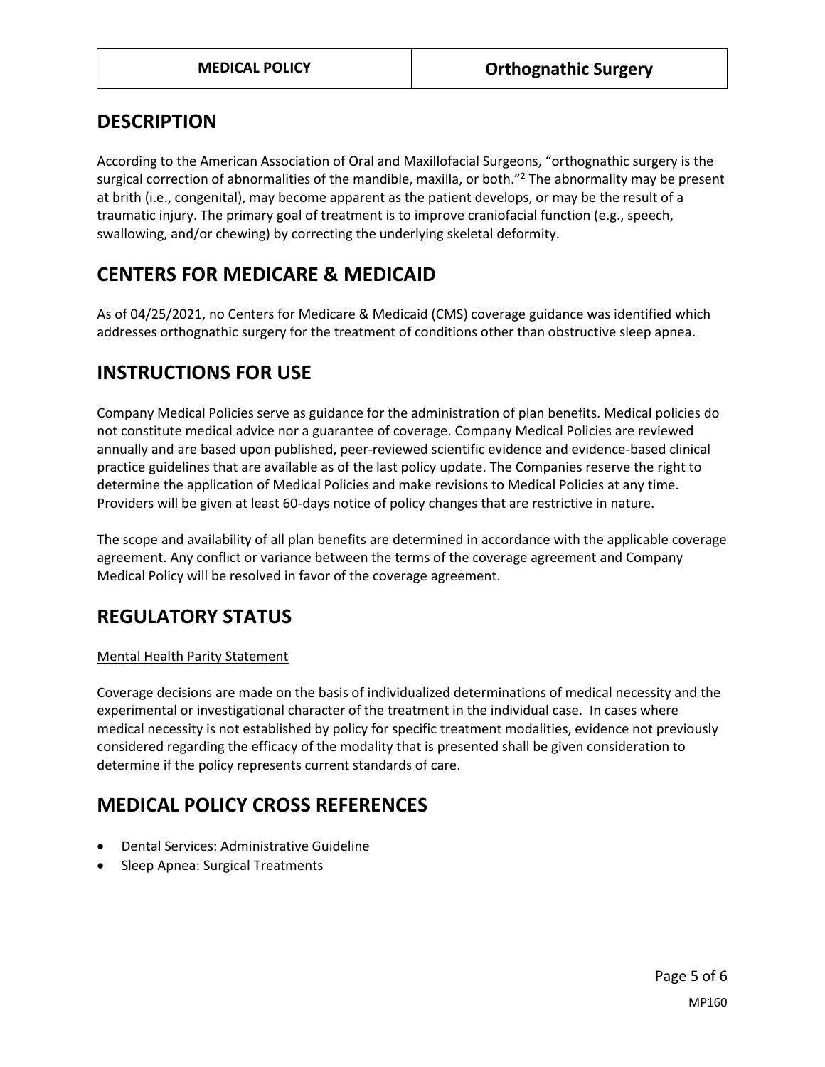## DESCRIPTION

According to the American Association of Oral and Maxillofacial Surgeons, "orthognathic surgery is the surgical correction of abnormalities of the mandible, maxilla, or both."[2] The abnormality may be present at brith (i.e., congenital), may become apparent as the patient develops, or may be the result of a traumatic injury. The primary goal of treatment is to improve craniofacial function (e.g., speech, swallowing, and/or chewing) by correcting the underlying skeletal deformity.

## CENTERS FOR MEDICARE & MEDICAID

As of 04/25/2021, no Centers for Medicare & Medicaid (CMS) coverage guidance was identified which addresses orthognathic surgery for the treatment of conditions other than obstructive sleep apnea.

## INSTRUCTIONS FOR USE

Company Medical Policies serve as guidance for the administration of plan benefits. Medical policies do not constitute medical advice nor a guarantee of coverage. Company Medical Policies are reviewed annually and are based upon published, peer-reviewed scientific evidence and evidence-based clinical practice guidelines that are available as of the last policy update. The Companies reserve the right to determine the application of Medical Policies and make revisions to Medical Policies at any time. Providers will be given at least 60-days notice of policy changes that are restrictive in nature.

The scope and availability of all plan benefits are determined in accordance with the applicable coverage agreement. Any conflict or variance between the terms of the coverage agreement and Company Medical Policy will be resolved in favor of the coverage agreement.

## REGULATORY STATUS

Mental Health Parity Statement

Coverage decisions are made on the basis of individualized determinations of medical necessity and the experimental or investigational character of the treatment in the individual case. In cases where medical necessity is not established by policy for specific treatment modalities, evidence not previously considered regarding the efficacy of the modality that is presented shall be given consideration to determine if the policy represents current standards of care.

## MEDICAL POLICY CROSS REFERENCES

- Dental Services: Administrative Guideline
- Sleep Apnea: Surgical Treatments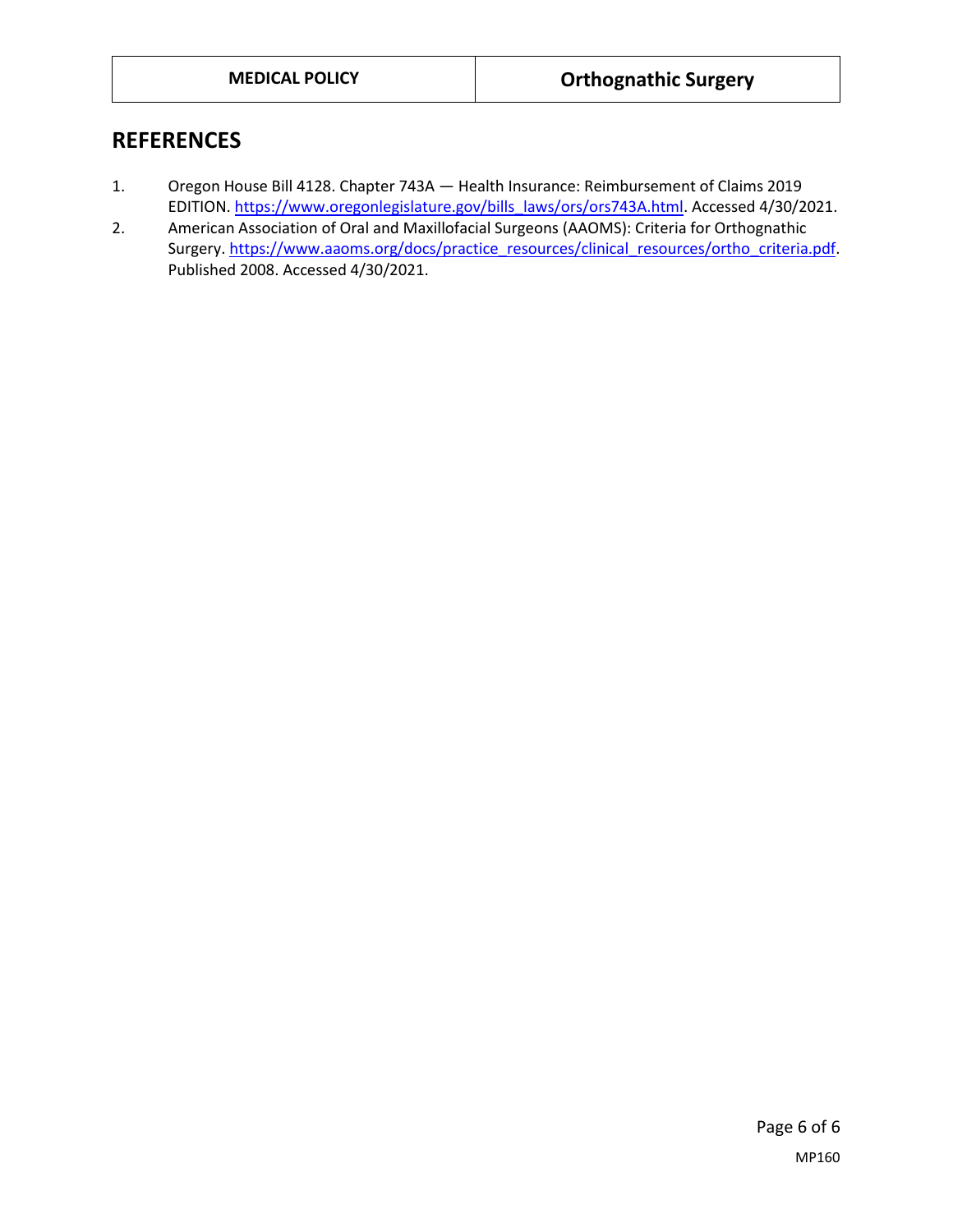## REFERENCES

1. Oregon House Bill 4128. Chapter 743A — Health Insurance: Reimbursement of Claims 2019 EDITION. https://www.oregonlegislature.gov/bills_laws/ors/ors743A.html. Accessed 4/30/2021.
2. American Association of Oral and Maxillofacial Surgeons (AAOMS): Criteria for Orthognathic Surgery. https://www.aaoms.org/docs/practice_resources/clinical_resources/ortho_criteria.pdf. Published 2008. Accessed 4/30/2021.